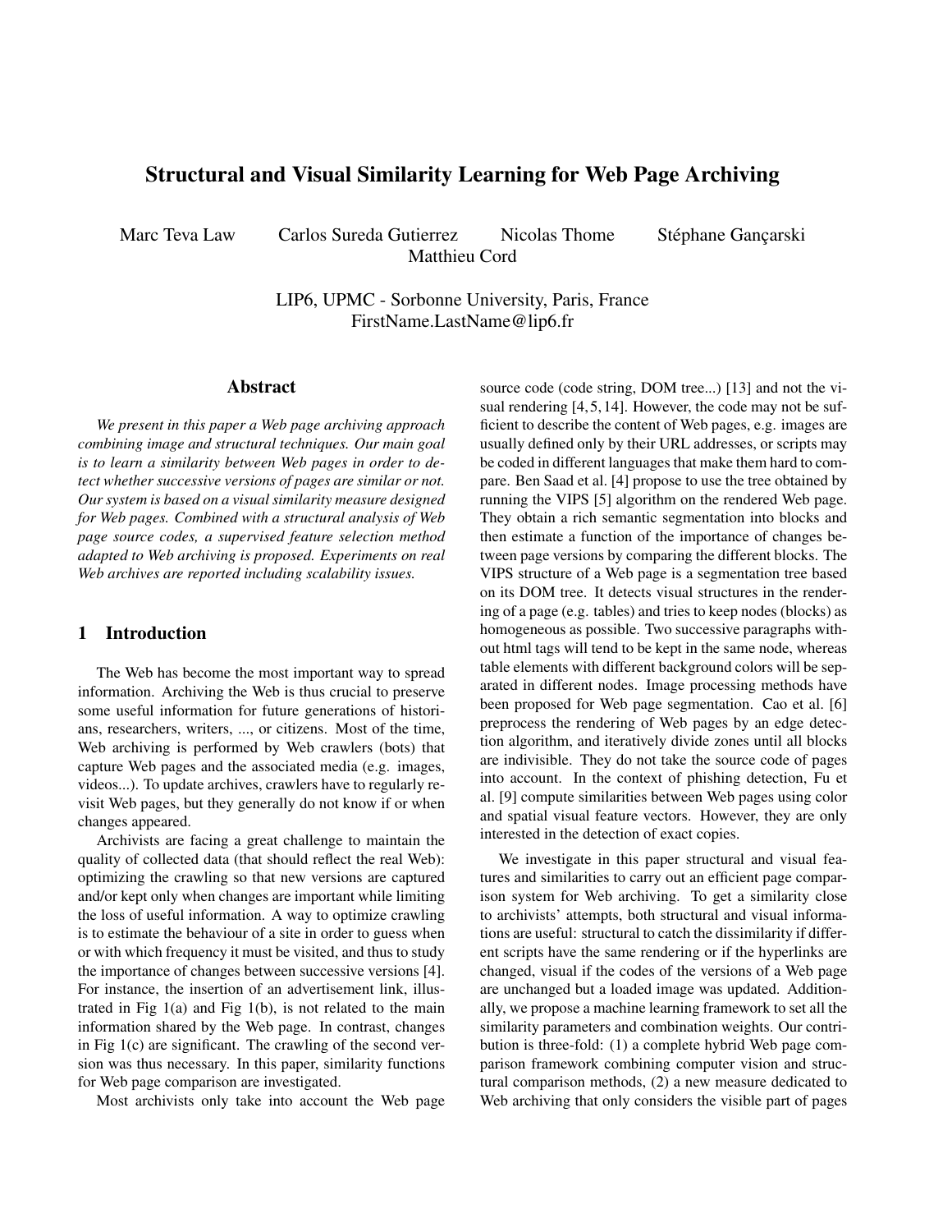# Structural and Visual Similarity Learning for Web Page Archiving

Marc Teva Law    Carlos Sureda Gutierrez    Nicolas Thome    Stéphane Gançarski
Matthieu Cord

LIP6, UPMC - Sorbonne University, Paris, France
FirstName.LastName@lip6.fr

## Abstract

*We present in this paper a Web page archiving approach combining image and structural techniques. Our main goal is to learn a similarity between Web pages in order to detect whether successive versions of pages are similar or not. Our system is based on a visual similarity measure designed for Web pages. Combined with a structural analysis of Web page source codes, a supervised feature selection method adapted to Web archiving is proposed. Experiments on real Web archives are reported including scalability issues.*

## 1 Introduction

The Web has become the most important way to spread information. Archiving the Web is thus crucial to preserve some useful information for future generations of historians, researchers, writers, ..., or citizens. Most of the time, Web archiving is performed by Web crawlers (bots) that capture Web pages and the associated media (e.g. images, videos...). To update archives, crawlers have to regularly revisit Web pages, but they generally do not know if or when changes appeared.

Archivists are facing a great challenge to maintain the quality of collected data (that should reflect the real Web): optimizing the crawling so that new versions are captured and/or kept only when changes are important while limiting the loss of useful information. A way to optimize crawling is to estimate the behaviour of a site in order to guess when or with which frequency it must be visited, and thus to study the importance of changes between successive versions [4]. For instance, the insertion of an advertisement link, illustrated in Fig 1(a) and Fig 1(b), is not related to the main information shared by the Web page. In contrast, changes in Fig 1(c) are significant. The crawling of the second version was thus necessary. In this paper, similarity functions for Web page comparison are investigated.

Most archivists only take into account the Web page source code (code string, DOM tree...) [13] and not the visual rendering [4, 5, 14]. However, the code may not be sufficient to describe the content of Web pages, e.g. images are usually defined only by their URL addresses, or scripts may be coded in different languages that make them hard to compare. Ben Saad et al. [4] propose to use the tree obtained by running the VIPS [5] algorithm on the rendered Web page. They obtain a rich semantic segmentation into blocks and then estimate a function of the importance of changes between page versions by comparing the different blocks. The VIPS structure of a Web page is a segmentation tree based on its DOM tree. It detects visual structures in the rendering of a page (e.g. tables) and tries to keep nodes (blocks) as homogeneous as possible. Two successive paragraphs without html tags will tend to be kept in the same node, whereas table elements with different background colors will be separated in different nodes. Image processing methods have been proposed for Web page segmentation. Cao et al. [6] preprocess the rendering of Web pages by an edge detection algorithm, and iteratively divide zones until all blocks are indivisible. They do not take the source code of pages into account. In the context of phishing detection, Fu et al. [9] compute similarities between Web pages using color and spatial visual feature vectors. However, they are only interested in the detection of exact copies.

We investigate in this paper structural and visual features and similarities to carry out an efficient page comparison system for Web archiving. To get a similarity close to archivists' attempts, both structural and visual informations are useful: structural to catch the dissimilarity if different scripts have the same rendering or if the hyperlinks are changed, visual if the codes of the versions of a Web page are unchanged but a loaded image was updated. Additionally, we propose a machine learning framework to set all the similarity parameters and combination weights. Our contribution is three-fold: (1) a complete hybrid Web page comparison framework combining computer vision and structural comparison methods, (2) a new measure dedicated to Web archiving that only considers the visible part of pages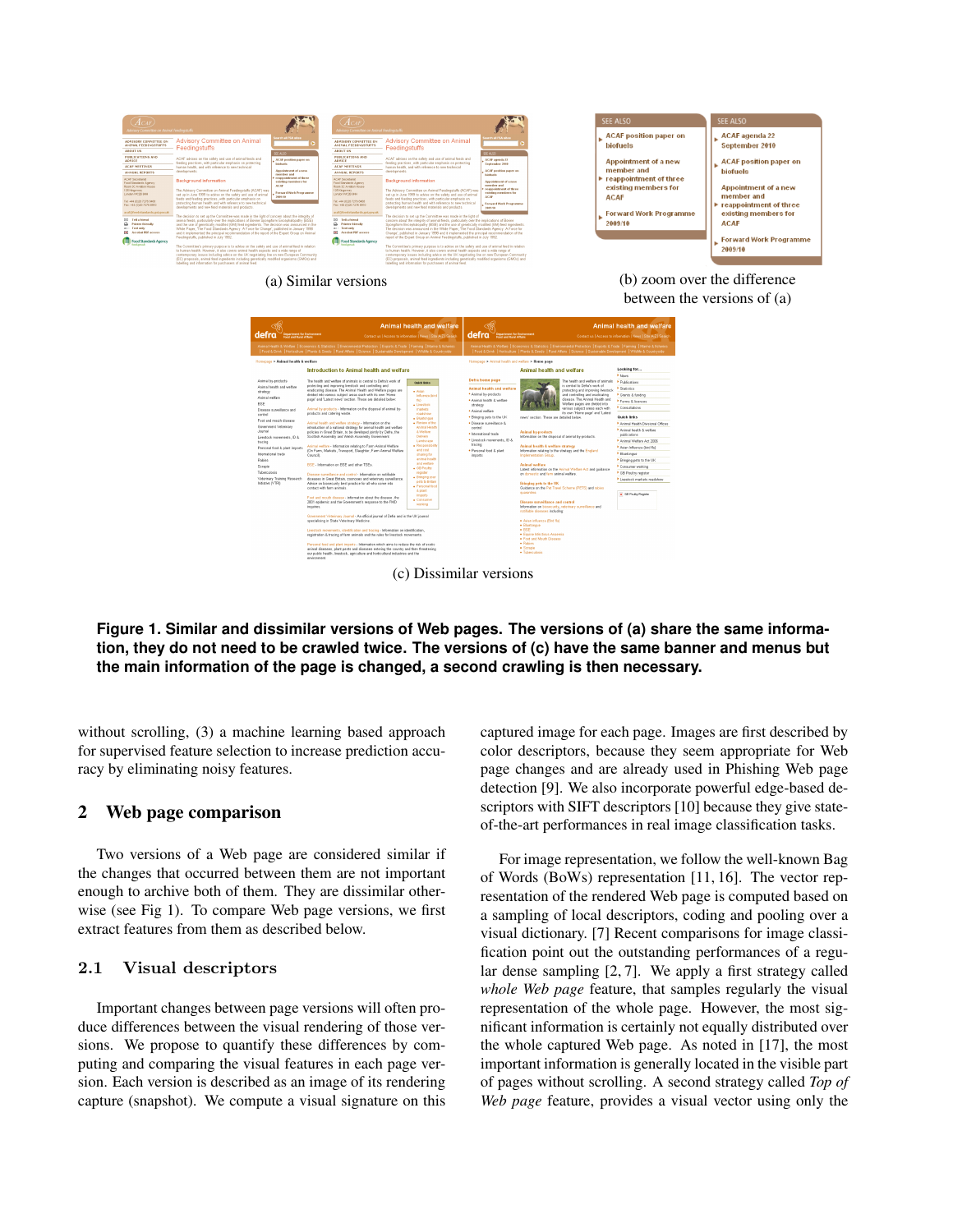(a) Similar versions

(b) zoom over the difference between the versions of (a)

(c) Dissimilar versions

**Figure 1. Similar and dissimilar versions of Web pages. The versions of (a) share the same information, they do not need to be crawled twice. The versions of (c) have the same banner and menus but the main information of the page is changed, a second crawling is then necessary.**

without scrolling, (3) a machine learning based approach for supervised feature selection to increase prediction accuracy by eliminating noisy features.

## 2 Web page comparison

Two versions of a Web page are considered similar if the changes that occurred between them are not important enough to archive both of them. They are dissimilar otherwise (see Fig 1). To compare Web page versions, we first extract features from them as described below.

### 2.1 Visual descriptors

Important changes between page versions will often produce differences between the visual rendering of those versions. We propose to quantify these differences by computing and comparing the visual features in each page version. Each version is described as an image of its rendering capture (snapshot). We compute a visual signature on this captured image for each page. Images are first described by color descriptors, because they seem appropriate for Web page changes and are already used in Phishing Web page detection [9]. We also incorporate powerful edge-based descriptors with SIFT descriptors [10] because they give state-of-the-art performances in real image classification tasks.

For image representation, we follow the well-known Bag of Words (BoWs) representation [11, 16]. The vector representation of the rendered Web page is computed based on a sampling of local descriptors, coding and pooling over a visual dictionary. [7] Recent comparisons for image classification point out the outstanding performances of a regular dense sampling [2, 7]. We apply a first strategy called *whole Web page* feature, that samples regularly the visual representation of the whole page. However, the most significant information is certainly not equally distributed over the whole captured Web page. As noted in [17], the most important information is generally located in the visible part of pages without scrolling. A second strategy called *Top of Web page* feature, provides a visual vector using only the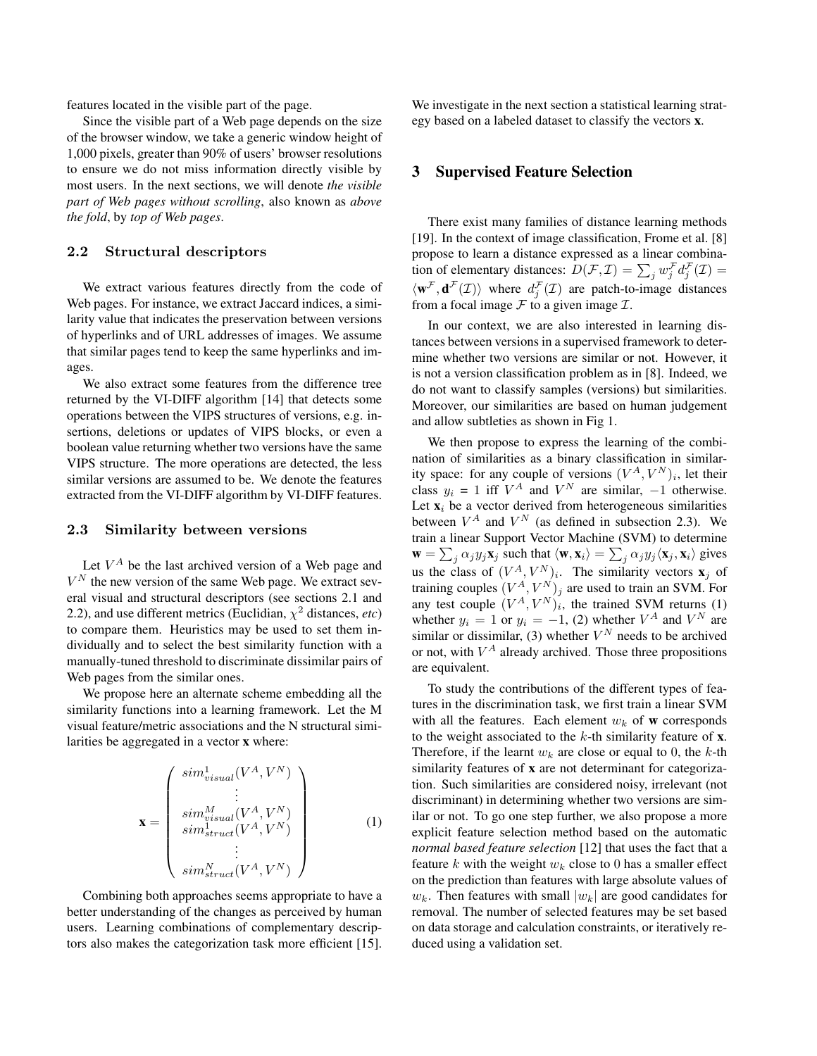features located in the visible part of the page.

Since the visible part of a Web page depends on the size of the browser window, we take a generic window height of 1,000 pixels, greater than 90% of users' browser resolutions to ensure we do not miss information directly visible by most users. In the next sections, we will denote *the visible part of Web pages without scrolling*, also known as *above the fold*, by *top of Web pages*.

### 2.2 Structural descriptors

We extract various features directly from the code of Web pages. For instance, we extract Jaccard indices, a similarity value that indicates the preservation between versions of hyperlinks and of URL addresses of images. We assume that similar pages tend to keep the same hyperlinks and images.

We also extract some features from the difference tree returned by the VI-DIFF algorithm [14] that detects some operations between the VIPS structures of versions, e.g. insertions, deletions or updates of VIPS blocks, or even a boolean value returning whether two versions have the same VIPS structure. The more operations are detected, the less similar versions are assumed to be. We denote the features extracted from the VI-DIFF algorithm by VI-DIFF features.

### 2.3 Similarity between versions

Let $V^A$ be the last archived version of a Web page and $V^N$ the new version of the same Web page. We extract several visual and structural descriptors (see sections 2.1 and 2.2), and use different metrics (Euclidian, $\chi^2$ distances, *etc*) to compare them. Heuristics may be used to set them individually and to select the best similarity function with a manually-tuned threshold to discriminate dissimilar pairs of Web pages from the similar ones.

We propose here an alternate scheme embedding all the similarity functions into a learning framework. Let the M visual feature/metric associations and the N structural similarities be aggregated in a vector **x** where:

$$\mathbf{x} = \begin{pmatrix} sim^1_{visual}(V^A, V^N) \\ \vdots \\ sim^M_{visual}(V^A, V^N) \\ sim^1_{struct}(V^A, V^N) \\ \vdots \\ sim^N_{struct}(V^A, V^N) \end{pmatrix} \tag{1}$$

Combining both approaches seems appropriate to have a better understanding of the changes as perceived by human users. Learning combinations of complementary descriptors also makes the categorization task more efficient [15]. We investigate in the next section a statistical learning strategy based on a labeled dataset to classify the vectors **x**.

## 3 Supervised Feature Selection

There exist many families of distance learning methods [19]. In the context of image classification, Frome et al. [8] propose to learn a distance expressed as a linear combination of elementary distances: $D(\mathcal{F}, \mathcal{I}) = \sum_j w^{\mathcal{F}}_j d^{\mathcal{F}}_j(\mathcal{I}) = \langle \mathbf{w}^{\mathcal{F}}, \mathbf{d}^{\mathcal{F}}(\mathcal{I}) \rangle$ where $d^{\mathcal{F}}_j(\mathcal{I})$ are patch-to-image distances from a focal image $\mathcal{F}$ to a given image $\mathcal{I}$.

In our context, we are also interested in learning distances between versions in a supervised framework to determine whether two versions are similar or not. However, it is not a version classification problem as in [8]. Indeed, we do not want to classify samples (versions) but similarities. Moreover, our similarities are based on human judgement and allow subtleties as shown in Fig 1.

We then propose to express the learning of the combination of similarities as a binary classification in similarity space: for any couple of versions $(V^A, V^N)_i$, let their class $y_i = 1$ iff $V^A$ and $V^N$ are similar, $-1$ otherwise. Let $\mathbf{x}_i$ be a vector derived from heterogeneous similarities between $V^A$ and $V^N$ (as defined in subsection 2.3). We train a linear Support Vector Machine (SVM) to determine $\mathbf{w} = \sum_j \alpha_j y_j \mathbf{x}_j$ such that $\langle \mathbf{w}, \mathbf{x}_i \rangle = \sum_j \alpha_j y_j \langle \mathbf{x}_j, \mathbf{x}_i \rangle$ gives us the class of $(V^A, V^N)_i$. The similarity vectors $\mathbf{x}_j$ of training couples $(V^A, V^N)_j$ are used to train an SVM. For any test couple $(V^A, V^N)_i$, the trained SVM returns (1) whether $y_i = 1$ or $y_i = -1$, (2) whether $V^A$ and $V^N$ are similar or dissimilar, (3) whether $V^N$ needs to be archived or not, with $V^A$ already archived. Those three propositions are equivalent.

To study the contributions of the different types of features in the discrimination task, we first train a linear SVM with all the features. Each element $w_k$ of **w** corresponds to the weight associated to the $k$-th similarity feature of **x**. Therefore, if the learnt $w_k$ are close or equal to 0, the $k$-th similarity features of **x** are not determinant for categorization. Such similarities are considered noisy, irrelevant (not discriminant) in determining whether two versions are similar or not. To go one step further, we also propose a more explicit feature selection method based on the automatic *normal based feature selection* [12] that uses the fact that a feature $k$ with the weight $w_k$ close to 0 has a smaller effect on the prediction than features with large absolute values of $w_k$. Then features with small $|w_k|$ are good candidates for removal. The number of selected features may be set based on data storage and calculation constraints, or iteratively reduced using a validation set.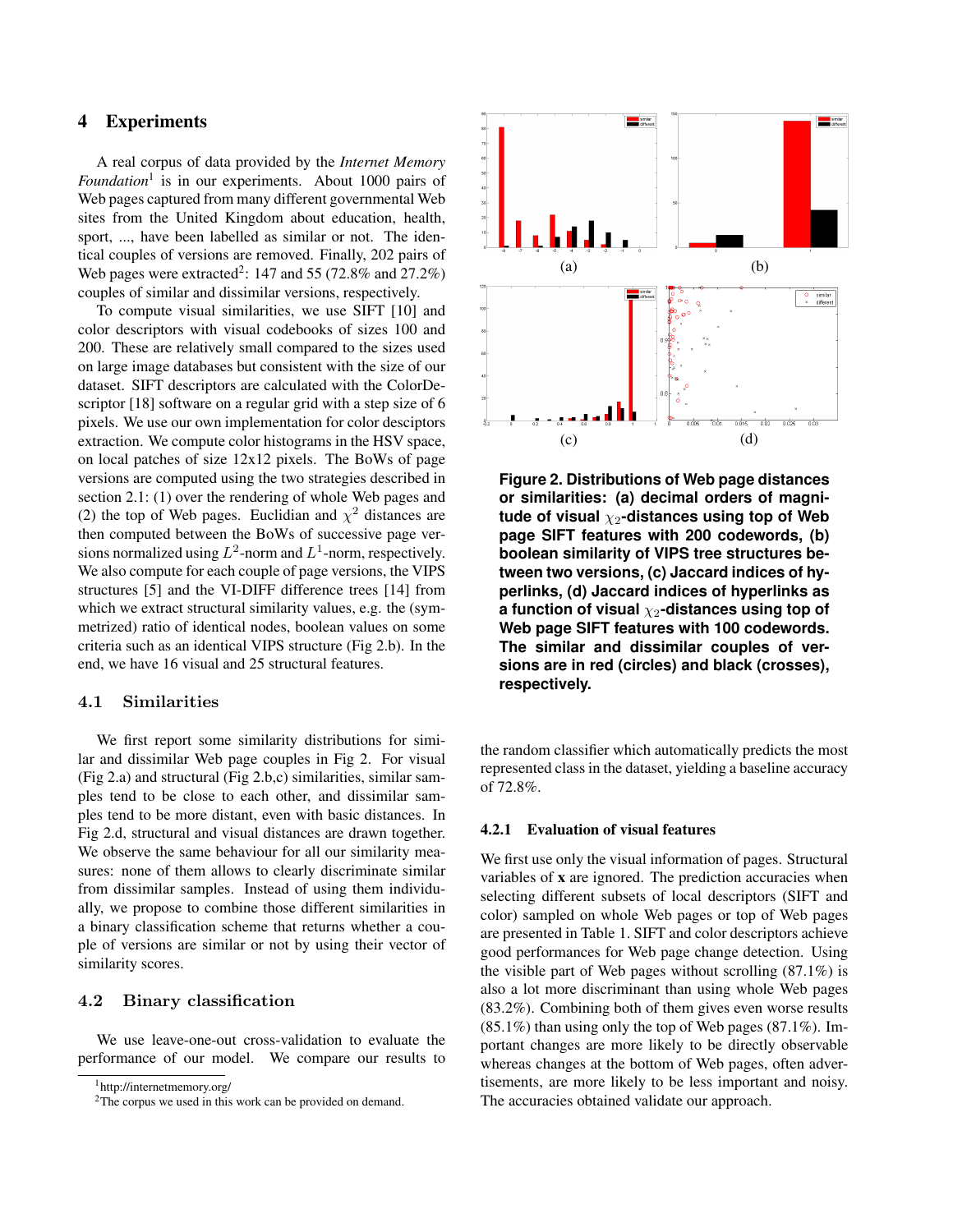## 4 Experiments

A real corpus of data provided by the *Internet Memory Foundation*[1] is in our experiments. About 1000 pairs of Web pages captured from many different governmental Web sites from the United Kingdom about education, health, sport, ..., have been labelled as similar or not. The identical couples of versions are removed. Finally, 202 pairs of Web pages were extracted[2]: 147 and 55 (72.8% and 27.2%) couples of similar and dissimilar versions, respectively.

To compute visual similarities, we use SIFT [10] and color descriptors with visual codebooks of sizes 100 and 200. These are relatively small compared to the sizes used on large image databases but consistent with the size of our dataset. SIFT descriptors are calculated with the ColorDescriptor [18] software on a regular grid with a step size of 6 pixels. We use our own implementation for color descriptors extraction. We compute color histograms in the HSV space, on local patches of size 12x12 pixels. The BoWs of page versions are computed using the two strategies described in section 2.1: (1) over the rendering of whole Web pages and (2) the top of Web pages. Euclidian and $\chi^2$ distances are then computed between the BoWs of successive page versions normalized using $L^2$-norm and $L^1$-norm, respectively. We also compute for each couple of page versions, the VIPS structures [5] and the VI-DIFF difference trees [14] from which we extract structural similarity values, e.g. the (symmetrized) ratio of identical nodes, boolean values on some criteria such as an identical VIPS structure (Fig 2.b). In the end, we have 16 visual and 25 structural features.

### 4.1 Similarities

We first report some similarity distributions for similar and dissimilar Web page couples in Fig 2. For visual (Fig 2.a) and structural (Fig 2.b,c) similarities, similar samples tend to be close to each other, and dissimilar samples tend to be more distant, even with basic distances. In Fig 2.d, structural and visual distances are drawn together. We observe the same behaviour for all our similarity measures: none of them allows to clearly discriminate similar from dissimilar samples. Instead of using them individually, we propose to combine those different similarities in a binary classification scheme that returns whether a couple of versions are similar or not by using their vector of similarity scores.

### 4.2 Binary classification

We use leave-one-out cross-validation to evaluate the performance of our model. We compare our results to the random classifier which automatically predicts the most represented class in the dataset, yielding a baseline accuracy of 72.8%.

**Figure 2. Distributions of Web page distances or similarities: (a) decimal orders of magnitude of visual $\chi_2$-distances using top of Web page SIFT features with 200 codewords, (b) boolean similarity of VIPS tree structures between two versions, (c) Jaccard indices of hyperlinks, (d) Jaccard indices of hyperlinks as a function of visual $\chi_2$-distances using top of Web page SIFT features with 100 codewords. The similar and dissimilar couples of versions are in red (circles) and black (crosses), respectively.**

#### 4.2.1 Evaluation of visual features

We first use only the visual information of pages. Structural variables of **x** are ignored. The prediction accuracies when selecting different subsets of local descriptors (SIFT and color) sampled on whole Web pages or top of Web pages are presented in Table 1. SIFT and color descriptors achieve good performances for Web page change detection. Using the visible part of Web pages without scrolling (87.1%) is also a lot more discriminant than using whole Web pages (83.2%). Combining both of them gives even worse results (85.1%) than using only the top of Web pages (87.1%). Important changes are more likely to be directly observable whereas changes at the bottom of Web pages, often advertisements, are more likely to be less important and noisy. The accuracies obtained validate our approach.

[1] http://internetmemory.org/

[2] The corpus we used in this work can be provided on demand.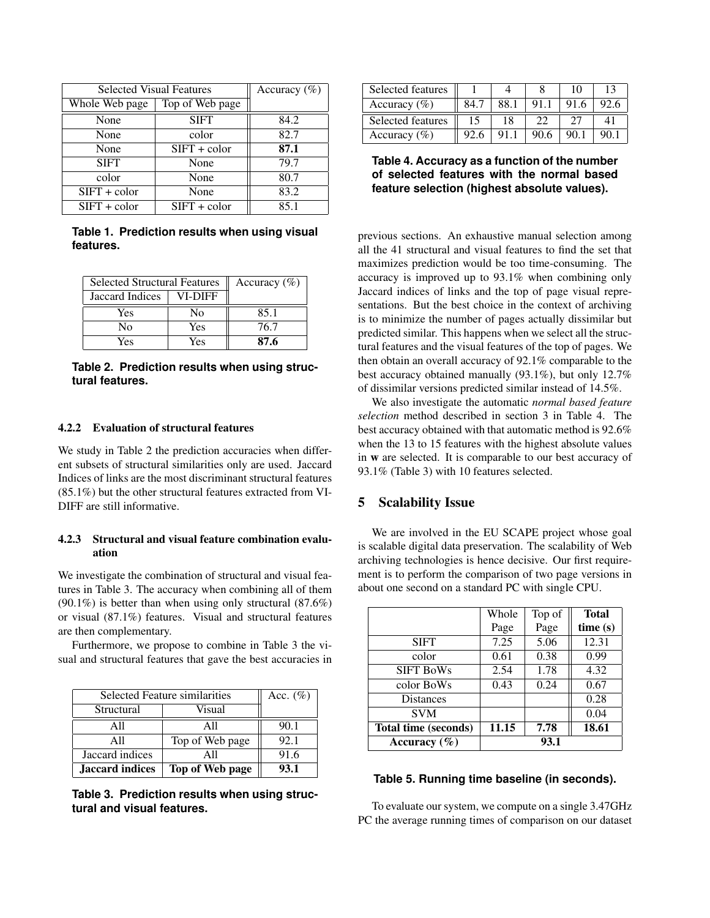| Selected Visual Features | | Accuracy (%) |
|---|---|---|
| Whole Web page | Top of Web page | |
| None | SIFT | 84.2 |
| None | color | 82.7 |
| None | SIFT + color | **87.1** |
| SIFT | None | 79.7 |
| color | None | 80.7 |
| SIFT + color | None | 83.2 |
| SIFT + color | SIFT + color | 85.1 |

**Table 1. Prediction results when using visual features.**

| Selected Structural Features | | Accuracy (%) |
|---|---|---|
| Jaccard Indices | VI-DIFF | |
| Yes | No | 85.1 |
| No | Yes | 76.7 |
| Yes | Yes | **87.6** |

**Table 2. Prediction results when using structural features.**

#### 4.2.2 Evaluation of structural features

We study in Table 2 the prediction accuracies when different subsets of structural similarities only are used. Jaccard Indices of links are the most discriminant structural features (85.1%) but the other structural features extracted from VI-DIFF are still informative.

#### 4.2.3 Structural and visual feature combination evaluation

We investigate the combination of structural and visual features in Table 3. The accuracy when combining all of them (90.1%) is better than when using only structural (87.6%) or visual (87.1%) features. Visual and structural features are then complementary.

Furthermore, we propose to combine in Table 3 the visual and structural features that gave the best accuracies in previous sections. An exhaustive manual selection among all the 41 structural and visual features to find the set that maximizes prediction would be too time-consuming. The accuracy is improved up to 93.1% when combining only Jaccard indices of links and the top of page visual representations. But the best choice in the context of archiving is to minimize the number of pages actually dissimilar but predicted similar. This happens when we select all the structural features and the visual features of the top of pages. We then obtain an overall accuracy of 92.1% comparable to the best accuracy obtained manually (93.1%), but only 12.7% of dissimilar versions predicted similar instead of 14.5%.

| Selected Feature similarities | | Acc. (%) |
|---|---|---|
| Structural | Visual | |
| All | All | 90.1 |
| All | Top of Web page | 92.1 |
| Jaccard indices | All | 91.6 |
| **Jaccard indices** | **Top of Web page** | **93.1** |

**Table 3. Prediction results when using structural and visual features.**

| Selected features | 1 | 4 | 8 | 10 | 13 |
|---|---|---|---|---|---|
| Accuracy (%) | 84.7 | 88.1 | 91.1 | 91.6 | 92.6 |
| Selected features | 15 | 18 | 22 | 27 | 41 |
| Accuracy (%) | 92.6 | 91.1 | 90.6 | 90.1 | 90.1 |

**Table 4. Accuracy as a function of the number of selected features with the normal based feature selection (highest absolute values).**

We also investigate the automatic *normal based feature selection* method described in section 3 in Table 4. The best accuracy obtained with that automatic method is 92.6% when the 13 to 15 features with the highest absolute values in **w** are selected. It is comparable to our best accuracy of 93.1% (Table 3) with 10 features selected.

## 5 Scalability Issue

We are involved in the EU SCAPE project whose goal is scalable digital data preservation. The scalability of Web archiving technologies is hence decisive. Our first requirement is to perform the comparison of two page versions in about one second on a standard PC with single CPU.

| | Whole Page | Top of Page | **Total time (s)** |
|---|---|---|---|
| SIFT | 7.25 | 5.06 | 12.31 |
| color | 0.61 | 0.38 | 0.99 |
| SIFT BoWs | 2.54 | 1.78 | 4.32 |
| color BoWs | 0.43 | 0.24 | 0.67 |
| Distances | | | 0.28 |
| SVM | | | 0.04 |
| **Total time (seconds)** | **11.15** | **7.78** | **18.61** |
| **Accuracy (%)** | **93.1** | | |

**Table 5. Running time baseline (in seconds).**

To evaluate our system, we compute on a single 3.47GHz PC the average running times of comparison on our dataset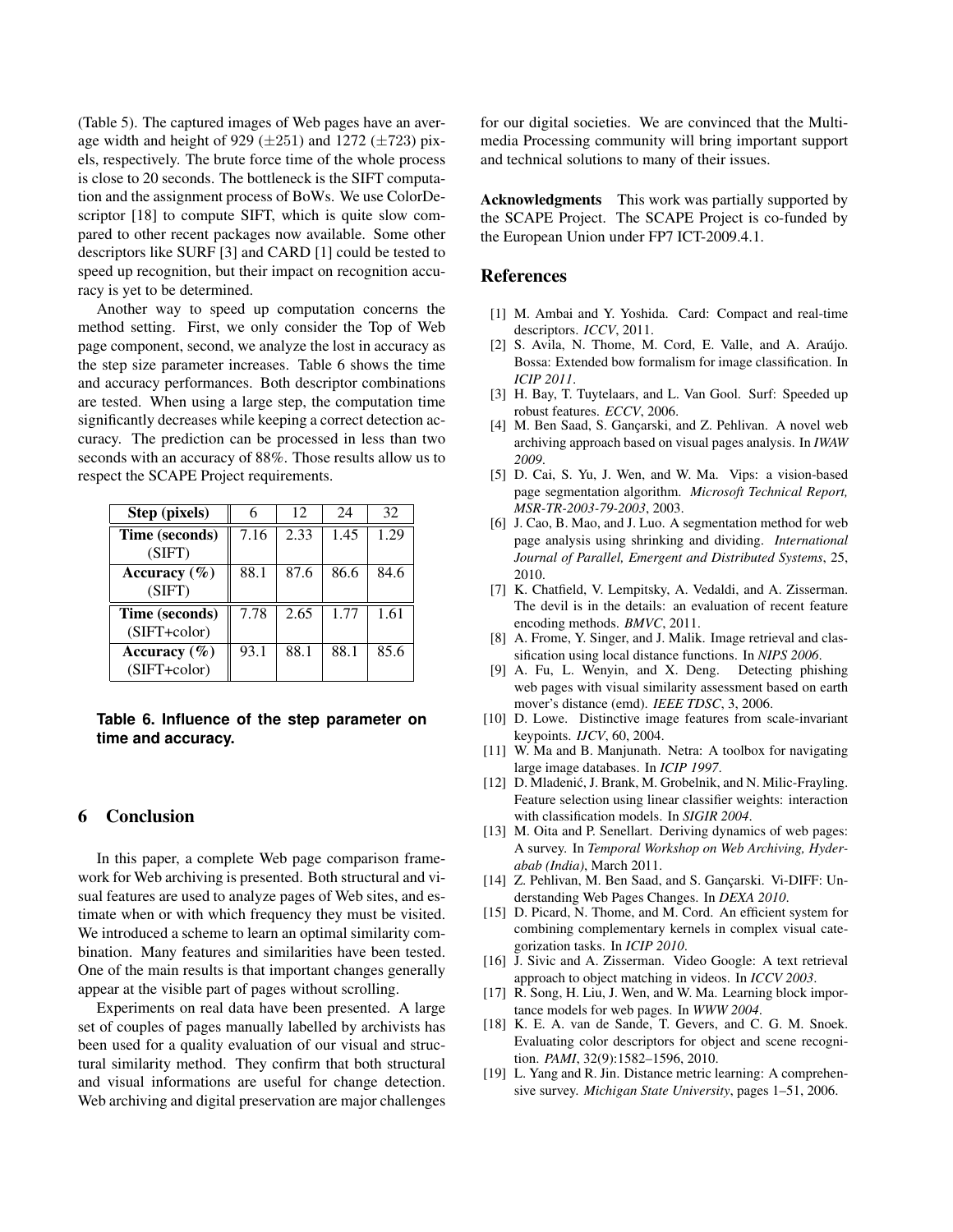(Table 5). The captured images of Web pages have an average width and height of 929 ($\pm$251) and 1272 ($\pm$723) pixels, respectively. The brute force time of the whole process is close to 20 seconds. The bottleneck is the SIFT computation and the assignment process of BoWs. We use ColorDescriptor [18] to compute SIFT, which is quite slow compared to other recent packages now available. Some other descriptors like SURF [3] and CARD [1] could be tested to speed up recognition, but their impact on recognition accuracy is yet to be determined.

Another way to speed up computation concerns the method setting. First, we only consider the Top of Web page component, second, we analyze the lost in accuracy as the step size parameter increases. Table 6 shows the time and accuracy performances. Both descriptor combinations are tested. When using a large step, the computation time significantly decreases while keeping a correct detection accuracy. The prediction can be processed in less than two seconds with an accuracy of 88%. Those results allow us to respect the SCAPE Project requirements.

| **Step (pixels)** | 6 | 12 | 24 | 32 |
|---|---|---|---|---|
| **Time (seconds)** (SIFT) | 7.16 | 2.33 | 1.45 | 1.29 |
| **Accuracy (%)** (SIFT) | 88.1 | 87.6 | 86.6 | 84.6 |
| **Time (seconds)** (SIFT+color) | 7.78 | 2.65 | 1.77 | 1.61 |
| **Accuracy (%)** (SIFT+color) | 93.1 | 88.1 | 88.1 | 85.6 |

**Table 6. Influence of the step parameter on time and accuracy.**

## 6 Conclusion

In this paper, a complete Web page comparison framework for Web archiving is presented. Both structural and visual features are used to analyze pages of Web sites, and estimate when or with which frequency they must be visited. We introduced a scheme to learn an optimal similarity combination. Many features and similarities have been tested. One of the main results is that important changes generally appear at the visible part of pages without scrolling.

Experiments on real data have been presented. A large set of couples of pages manually labelled by archivists has been used for a quality evaluation of our visual and structural similarity method. They confirm that both structural and visual informations are useful for change detection. Web archiving and digital preservation are major challenges for our digital societies. We are convinced that the Multimedia Processing community will bring important support and technical solutions to many of their issues.

**Acknowledgments** This work was partially supported by the SCAPE Project. The SCAPE Project is co-funded by the European Union under FP7 ICT-2009.4.1.

## References

[1] M. Ambai and Y. Yoshida. Card: Compact and real-time descriptors. *ICCV*, 2011.

[2] S. Avila, N. Thome, M. Cord, E. Valle, and A. Araújo. Bossa: Extended bow formalism for image classification. In *ICIP 2011*.

[3] H. Bay, T. Tuytelaars, and L. Van Gool. Surf: Speeded up robust features. *ECCV*, 2006.

[4] M. Ben Saad, S. Gançarski, and Z. Pehlivan. A novel web archiving approach based on visual pages analysis. In *IWAW 2009*.

[5] D. Cai, S. Yu, J. Wen, and W. Ma. Vips: a vision-based page segmentation algorithm. *Microsoft Technical Report, MSR-TR-2003-79-2003*, 2003.

[6] J. Cao, B. Mao, and J. Luo. A segmentation method for web page analysis using shrinking and dividing. *International Journal of Parallel, Emergent and Distributed Systems*, 25, 2010.

[7] K. Chatfield, V. Lempitsky, A. Vedaldi, and A. Zisserman. The devil is in the details: an evaluation of recent feature encoding methods. *BMVC*, 2011.

[8] A. Frome, Y. Singer, and J. Malik. Image retrieval and classification using local distance functions. In *NIPS 2006*.

[9] A. Fu, L. Wenyin, and X. Deng. Detecting phishing web pages with visual similarity assessment based on earth mover's distance (emd). *IEEE TDSC*, 3, 2006.

[10] D. Lowe. Distinctive image features from scale-invariant keypoints. *IJCV*, 60, 2004.

[11] W. Ma and B. Manjunath. Netra: A toolbox for navigating large image databases. In *ICIP 1997*.

[12] D. Mladenić, J. Brank, M. Grobelnik, and N. Milic-Frayling. Feature selection using linear classifier weights: interaction with classification models. In *SIGIR 2004*.

[13] M. Oita and P. Senellart. Deriving dynamics of web pages: A survey. In *Temporal Workshop on Web Archiving, Hyderabad (India)*, March 2011.

[14] Z. Pehlivan, M. Ben Saad, and S. Gançarski. Vi-DIFF: Understanding Web Pages Changes. In *DEXA 2010*.

[15] D. Picard, N. Thome, and M. Cord. An efficient system for combining complementary kernels in complex visual categorization tasks. In *ICIP 2010*.

[16] J. Sivic and A. Zisserman. Video Google: A text retrieval approach to object matching in videos. In *ICCV 2003*.

[17] R. Song, H. Liu, J. Wen, and W. Ma. Learning block importance models for web pages. In *WWW 2004*.

[18] K. E. A. van de Sande, T. Gevers, and C. G. M. Snoek. Evaluating color descriptors for object and scene recognition. *PAMI*, 32(9):1582–1596, 2010.

[19] L. Yang and R. Jin. Distance metric learning: A comprehensive survey. *Michigan State University*, pages 1–51, 2006.